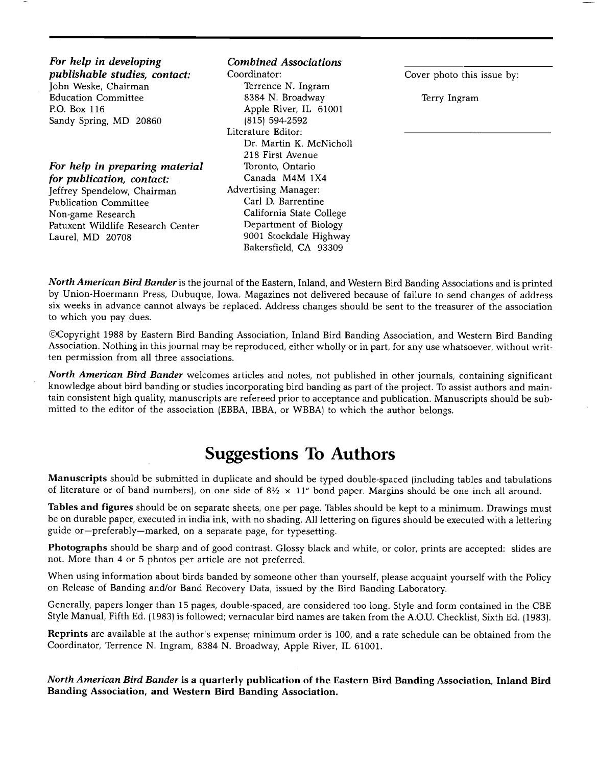***For help in developing publishable studies, contact:***
John Weske, Chairman
Education Committee
P.O. Box 116
Sandy Spring, MD 20860

***For help in preparing material for publication, contact:***
Jeffrey Spendelow, Chairman
Publication Committee
Non-game Research
Patuxent Wildlife Research Center
Laurel, MD 20708

***Combined Associations***
Coordinator:
Terrence N. Ingram
8384 N. Broadway
Apple River, IL 61001
(815) 594-2592
Literature Editor:
Dr. Martin K. McNicholl
218 First Avenue
Toronto, Ontario
Canada M4M 1X4
Advertising Manager:
Carl D. Barrentine
California State College
Department of Biology
9001 Stockdale Highway
Bakersfield, CA 93309

Cover photo this issue by:

Terry Ingram

*North American Bird Bander* is the journal of the Eastern, Inland, and Western Bird Banding Associations and is printed by Union-Hoermann Press, Dubuque, Iowa. Magazines not delivered because of failure to send changes of address six weeks in advance cannot always be replaced. Address changes should be sent to the treasurer of the association to which you pay dues.

©Copyright 1988 by Eastern Bird Banding Association, Inland Bird Banding Association, and Western Bird Banding Association. Nothing in this journal may be reproduced, either wholly or in part, for any use whatsoever, without written permission from all three associations.

*North American Bird Bander* welcomes articles and notes, not published in other journals, containing significant knowledge about bird banding or studies incorporating bird banding as part of the project. To assist authors and maintain consistent high quality, manuscripts are refereed prior to acceptance and publication. Manuscripts should be submitted to the editor of the association (EBBA, IBBA, or WBBA) to which the author belongs.

# Suggestions To Authors

**Manuscripts** should be submitted in duplicate and should be typed double-spaced (including tables and tabulations of literature or of band numbers), on one side of 8½ × 11" bond paper. Margins should be one inch all around.

**Tables and figures** should be on separate sheets, one per page. Tables should be kept to a minimum. Drawings must be on durable paper, executed in india ink, with no shading. All lettering on figures should be executed with a lettering guide or—preferably—marked, on a separate page, for typesetting.

**Photographs** should be sharp and of good contrast. Glossy black and white, or color, prints are accepted: slides are not. More than 4 or 5 photos per article are not preferred.

When using information about birds banded by someone other than yourself, please acquaint yourself with the Policy on Release of Banding and/or Band Recovery Data, issued by the Bird Banding Laboratory.

Generally, papers longer than 15 pages, double-spaced, are considered too long. Style and form contained in the CBE Style Manual, Fifth Ed. (1983) is followed; vernacular bird names are taken from the A.O.U. Checklist, Sixth Ed. (1983).

**Reprints** are available at the author's expense; minimum order is 100, and a rate schedule can be obtained from the Coordinator, Terrence N. Ingram, 8384 N. Broadway, Apple River, IL 61001.

***North American Bird Bander* is a quarterly publication of the Eastern Bird Banding Association, Inland Bird Banding Association, and Western Bird Banding Association.**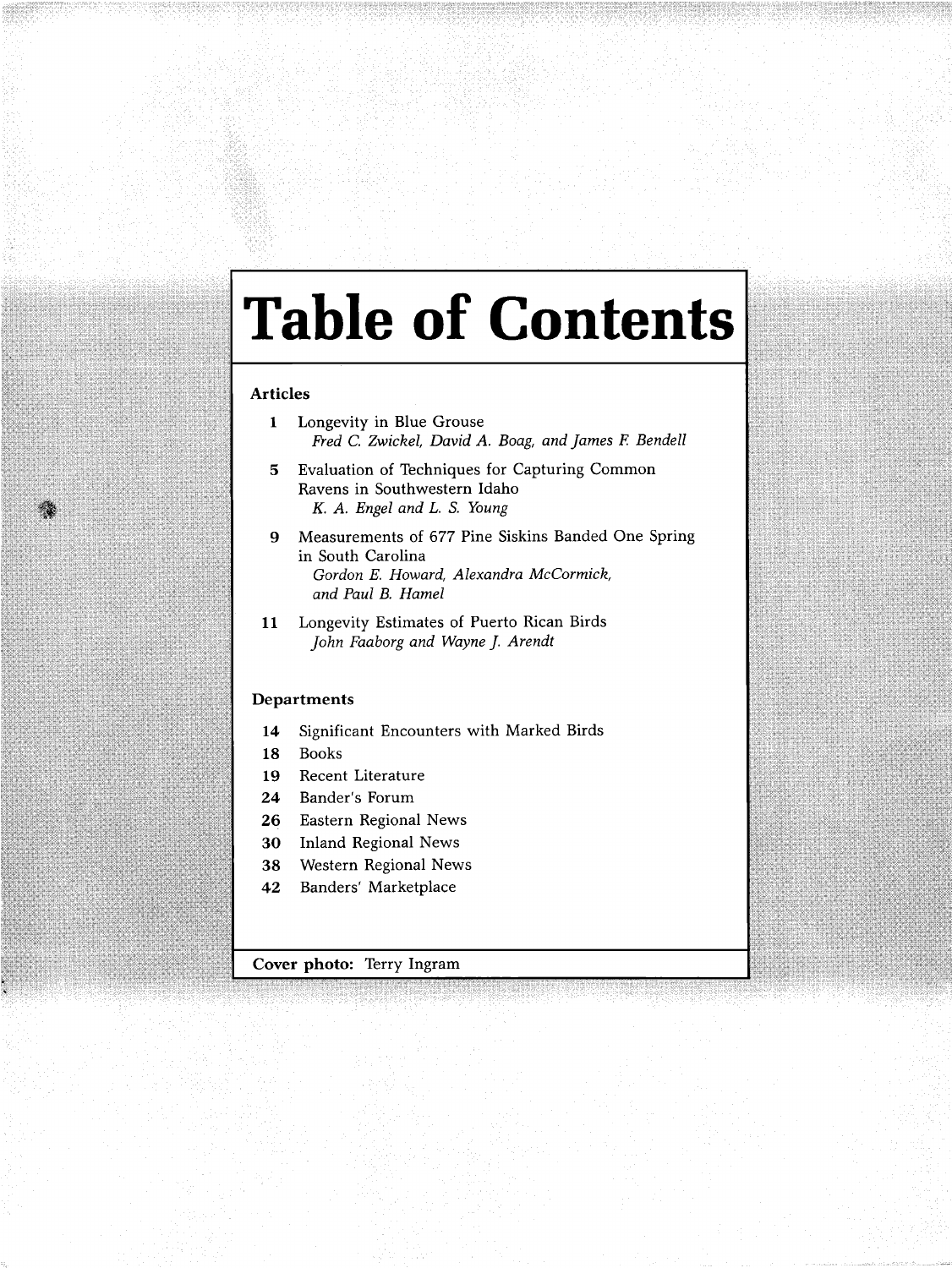# Table of Contents

## Articles

1 Longevity in Blue Grouse
*Fred C. Zwickel, David A. Boag, and James F. Bendell*

5 Evaluation of Techniques for Capturing Common Ravens in Southwestern Idaho
*K. A. Engel and L. S. Young*

9 Measurements of 677 Pine Siskins Banded One Spring in South Carolina
*Gordon E. Howard, Alexandra McCormick, and Paul B. Hamel*

11 Longevity Estimates of Puerto Rican Birds
*John Faaborg and Wayne J. Arendt*

## Departments

14 Significant Encounters with Marked Birds
18 Books
19 Recent Literature
24 Bander's Forum
26 Eastern Regional News
30 Inland Regional News
38 Western Regional News
42 Banders' Marketplace

**Cover photo:** Terry Ingram